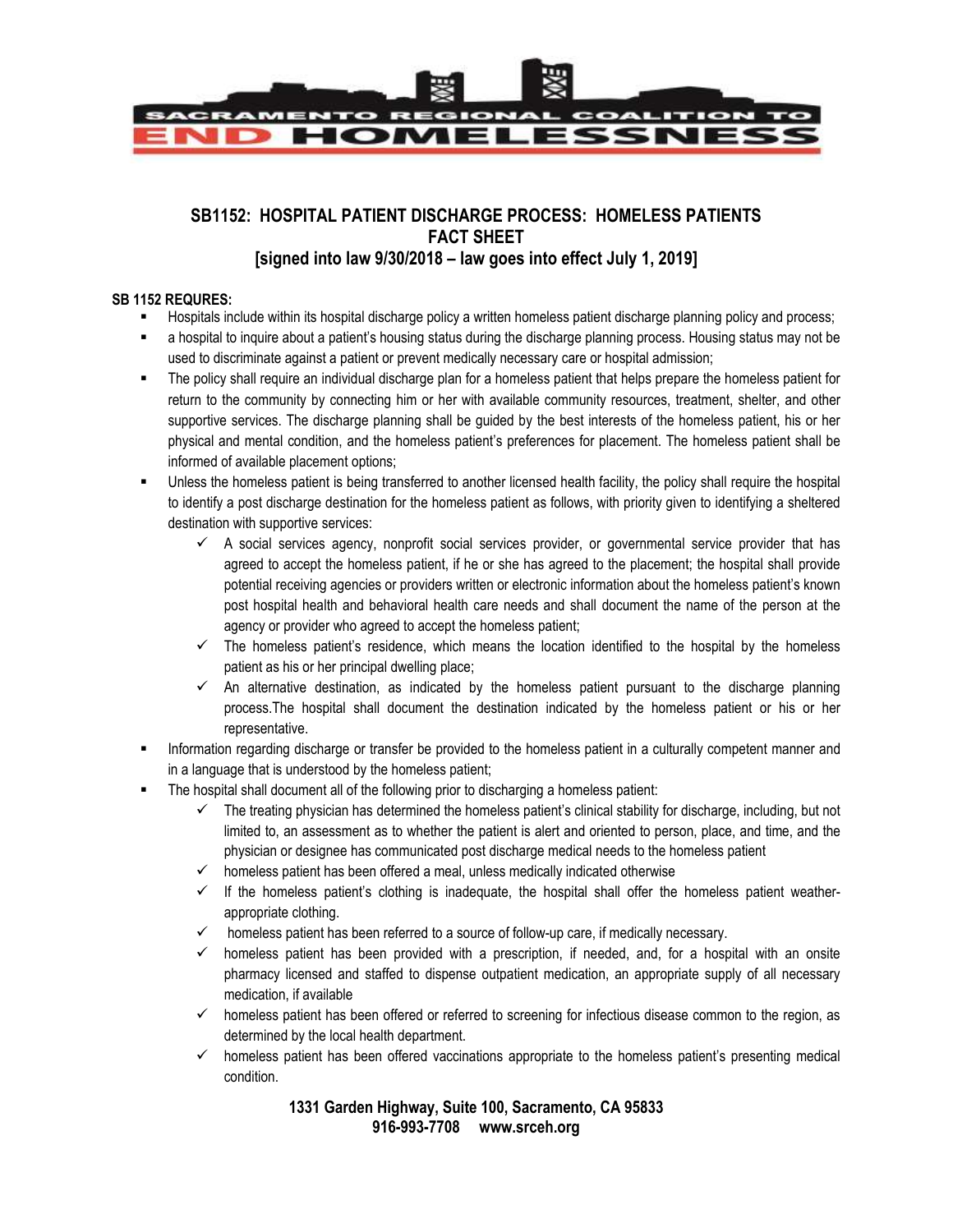SACRAMENTO REGIONAL COALITION TO END HOMELESSNESS

## SB1152: HOSPITAL PATIENT DISCHARGE PROCESS: HOMELESS PATIENTS FACT SHEET
## [signed into law 9/30/2018 – law goes into effect July 1, 2019]

**SB 1152 REQURES:**

- Hospitals include within its hospital discharge policy a written homeless patient discharge planning policy and process;
- a hospital to inquire about a patient's housing status during the discharge planning process. Housing status may not be used to discriminate against a patient or prevent medically necessary care or hospital admission;
- The policy shall require an individual discharge plan for a homeless patient that helps prepare the homeless patient for return to the community by connecting him or her with available community resources, treatment, shelter, and other supportive services. The discharge planning shall be guided by the best interests of the homeless patient, his or her physical and mental condition, and the homeless patient's preferences for placement. The homeless patient shall be informed of available placement options;
- Unless the homeless patient is being transferred to another licensed health facility, the policy shall require the hospital to identify a post discharge destination for the homeless patient as follows, with priority given to identifying a sheltered destination with supportive services:
  - ✓ A social services agency, nonprofit social services provider, or governmental service provider that has agreed to accept the homeless patient, if he or she has agreed to the placement; the hospital shall provide potential receiving agencies or providers written or electronic information about the homeless patient's known post hospital health and behavioral health care needs and shall document the name of the person at the agency or provider who agreed to accept the homeless patient;
  - ✓ The homeless patient's residence, which means the location identified to the hospital by the homeless patient as his or her principal dwelling place;
  - ✓ An alternative destination, as indicated by the homeless patient pursuant to the discharge planning process.The hospital shall document the destination indicated by the homeless patient or his or her representative.
- Information regarding discharge or transfer be provided to the homeless patient in a culturally competent manner and in a language that is understood by the homeless patient;
- The hospital shall document all of the following prior to discharging a homeless patient:
  - ✓ The treating physician has determined the homeless patient's clinical stability for discharge, including, but not limited to, an assessment as to whether the patient is alert and oriented to person, place, and time, and the physician or designee has communicated post discharge medical needs to the homeless patient
  - ✓ homeless patient has been offered a meal, unless medically indicated otherwise
  - ✓ If the homeless patient's clothing is inadequate, the hospital shall offer the homeless patient weather-appropriate clothing.
  - ✓ homeless patient has been referred to a source of follow-up care, if medically necessary.
  - ✓ homeless patient has been provided with a prescription, if needed, and, for a hospital with an onsite pharmacy licensed and staffed to dispense outpatient medication, an appropriate supply of all necessary medication, if available
  - ✓ homeless patient has been offered or referred to screening for infectious disease common to the region, as determined by the local health department.
  - ✓ homeless patient has been offered vaccinations appropriate to the homeless patient's presenting medical condition.

**1331 Garden Highway, Suite 100, Sacramento, CA 95833**
**916-993-7708 www.srceh.org**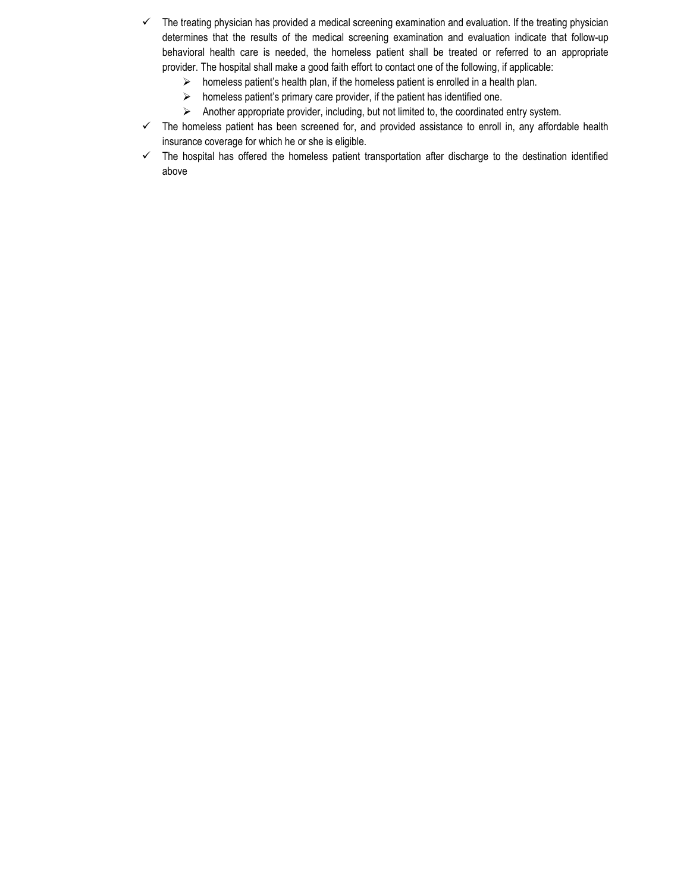- ✓ The treating physician has provided a medical screening examination and evaluation. If the treating physician determines that the results of the medical screening examination and evaluation indicate that follow-up behavioral health care is needed, the homeless patient shall be treated or referred to an appropriate provider. The hospital shall make a good faith effort to contact one of the following, if applicable:
  - ➢ homeless patient's health plan, if the homeless patient is enrolled in a health plan.
  - ➢ homeless patient's primary care provider, if the patient has identified one.
  - ➢ Another appropriate provider, including, but not limited to, the coordinated entry system.
- ✓ The homeless patient has been screened for, and provided assistance to enroll in, any affordable health insurance coverage for which he or she is eligible.
- ✓ The hospital has offered the homeless patient transportation after discharge to the destination identified above